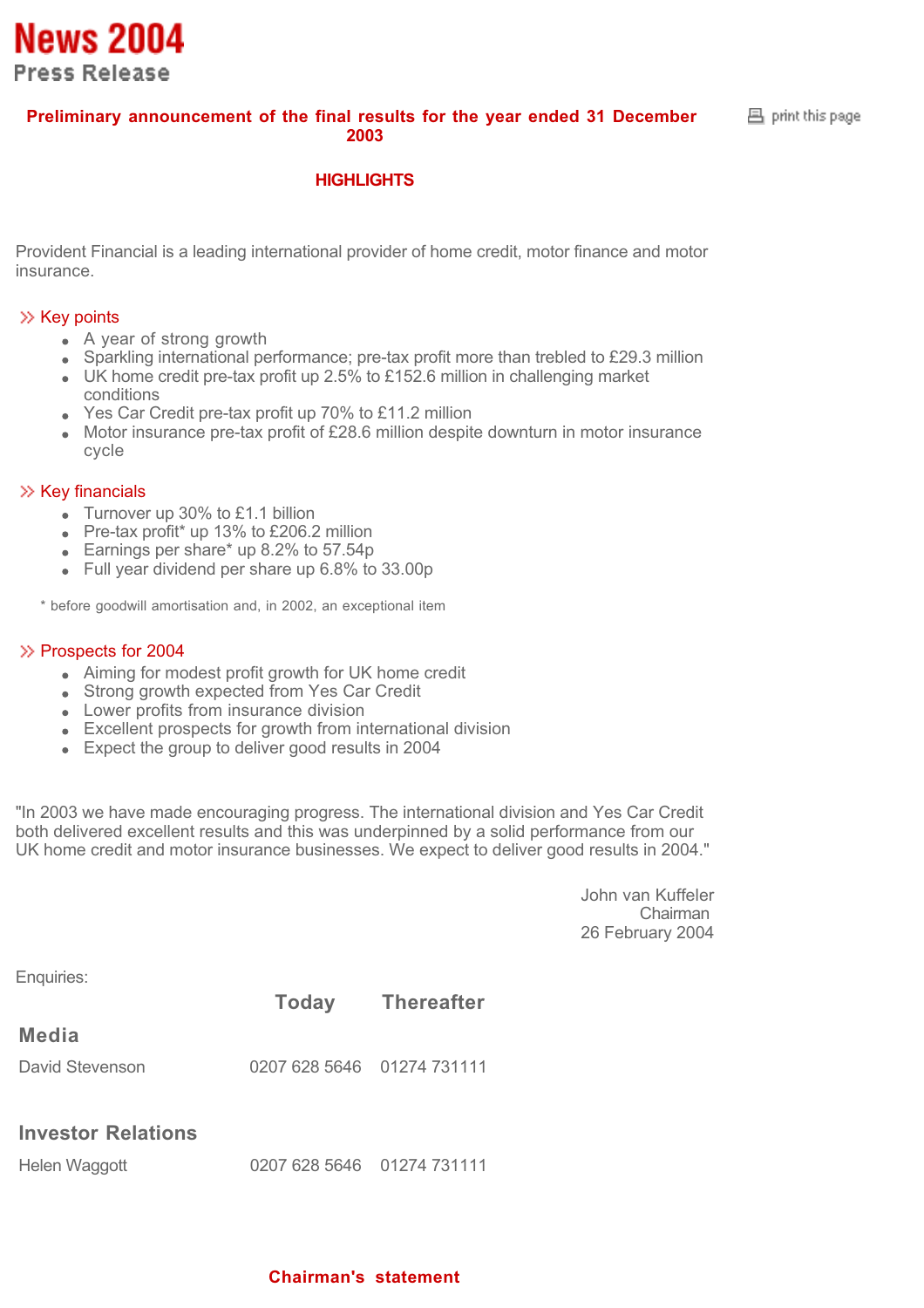# News 2004

## Press Release

**Preliminary announcement of the final results for the year ended 31 December 2003**

**HIGHLIGHTS**

Provident Financial is a leading international provider of home credit, motor finance and motor insurance.

### Key points

- A year of strong growth
- Sparkling international performance; pre-tax profit more than trebled to £29.3 million
- UK home credit pre-tax profit up 2.5% to £152.6 million in challenging market conditions
- Yes Car Credit pre-tax profit up 70% to £11.2 million
- Motor insurance pre-tax profit of £28.6 million despite downturn in motor insurance cycle

### Key financials

- Turnover up 30% to £1.1 billion
- Pre-tax profit* up 13% to £206.2 million
- Earnings per share* up 8.2% to 57.54p
- Full year dividend per share up 6.8% to 33.00p

\* before goodwill amortisation and, in 2002, an exceptional item

### Prospects for 2004

- Aiming for modest profit growth for UK home credit
- Strong growth expected from Yes Car Credit
- Lower profits from insurance division
- Excellent prospects for growth from international division
- Expect the group to deliver good results in 2004

"In 2003 we have made encouraging progress. The international division and Yes Car Credit both delivered excellent results and this was underpinned by a solid performance from our UK home credit and motor insurance businesses. We expect to deliver good results in 2004."

John van Kuffeler
Chairman
26 February 2004

Enquiries:

| | Today | Thereafter |
|---|---|---|
| **Media** | | |
| David Stevenson | 0207 628 5646 | 01274 731111 |
| **Investor Relations** | | |
| Helen Waggott | 0207 628 5646 | 01274 731111 |

**Chairman's statement**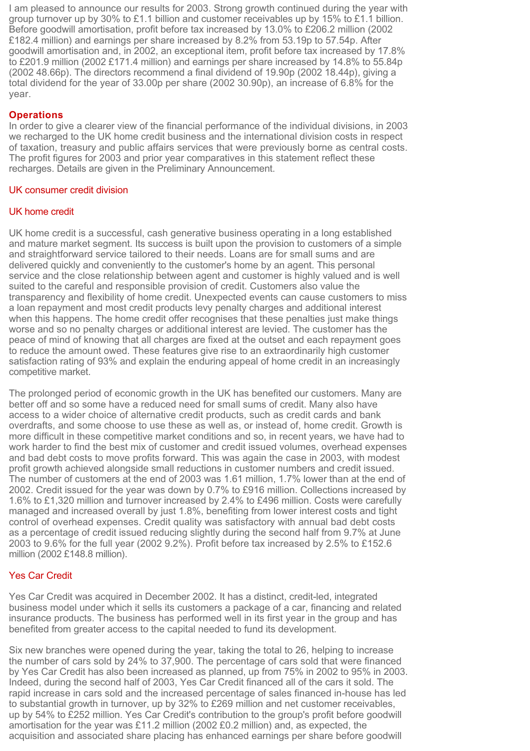I am pleased to announce our results for 2003. Strong growth continued during the year with group turnover up by 30% to £1.1 billion and customer receivables up by 15% to £1.1 billion. Before goodwill amortisation, profit before tax increased by 13.0% to £206.2 million (2002 £182.4 million) and earnings per share increased by 8.2% from 53.19p to 57.54p. After goodwill amortisation and, in 2002, an exceptional item, profit before tax increased by 17.8% to £201.9 million (2002 £171.4 million) and earnings per share increased by 14.8% to 55.84p (2002 48.66p). The directors recommend a final dividend of 19.90p (2002 18.44p), giving a total dividend for the year of 33.00p per share (2002 30.90p), an increase of 6.8% for the year.

## Operations

In order to give a clearer view of the financial performance of the individual divisions, in 2003 we recharged to the UK home credit business and the international division costs in respect of taxation, treasury and public affairs services that were previously borne as central costs. The profit figures for 2003 and prior year comparatives in this statement reflect these recharges. Details are given in the Preliminary Announcement.

### UK consumer credit division

#### UK home credit

UK home credit is a successful, cash generative business operating in a long established and mature market segment. Its success is built upon the provision to customers of a simple and straightforward service tailored to their needs. Loans are for small sums and are delivered quickly and conveniently to the customer's home by an agent. This personal service and the close relationship between agent and customer is highly valued and is well suited to the careful and responsible provision of credit. Customers also value the transparency and flexibility of home credit. Unexpected events can cause customers to miss a loan repayment and most credit products levy penalty charges and additional interest when this happens. The home credit offer recognises that these penalties just make things worse and so no penalty charges or additional interest are levied. The customer has the peace of mind of knowing that all charges are fixed at the outset and each repayment goes to reduce the amount owed. These features give rise to an extraordinarily high customer satisfaction rating of 93% and explain the enduring appeal of home credit in an increasingly competitive market.

The prolonged period of economic growth in the UK has benefited our customers. Many are better off and so some have a reduced need for small sums of credit. Many also have access to a wider choice of alternative credit products, such as credit cards and bank overdrafts, and some choose to use these as well as, or instead of, home credit. Growth is more difficult in these competitive market conditions and so, in recent years, we have had to work harder to find the best mix of customer and credit issued volumes, overhead expenses and bad debt costs to move profits forward. This was again the case in 2003, with modest profit growth achieved alongside small reductions in customer numbers and credit issued. The number of customers at the end of 2003 was 1.61 million, 1.7% lower than at the end of 2002. Credit issued for the year was down by 0.7% to £916 million. Collections increased by 1.6% to £1,320 million and turnover increased by 2.4% to £496 million. Costs were carefully managed and increased overall by just 1.8%, benefiting from lower interest costs and tight control of overhead expenses. Credit quality was satisfactory with annual bad debt costs as a percentage of credit issued reducing slightly during the second half from 9.7% at June 2003 to 9.6% for the full year (2002 9.2%). Profit before tax increased by 2.5% to £152.6 million (2002 £148.8 million).

#### Yes Car Credit

Yes Car Credit was acquired in December 2002. It has a distinct, credit-led, integrated business model under which it sells its customers a package of a car, financing and related insurance products. The business has performed well in its first year in the group and has benefited from greater access to the capital needed to fund its development.

Six new branches were opened during the year, taking the total to 26, helping to increase the number of cars sold by 24% to 37,900. The percentage of cars sold that were financed by Yes Car Credit has also been increased as planned, up from 75% in 2002 to 95% in 2003. Indeed, during the second half of 2003, Yes Car Credit financed all of the cars it sold. The rapid increase in cars sold and the increased percentage of sales financed in-house has led to substantial growth in turnover, up by 32% to £269 million and net customer receivables, up by 54% to £252 million. Yes Car Credit's contribution to the group's profit before goodwill amortisation for the year was £11.2 million (2002 £0.2 million) and, as expected, the acquisition and associated share placing has enhanced earnings per share before goodwill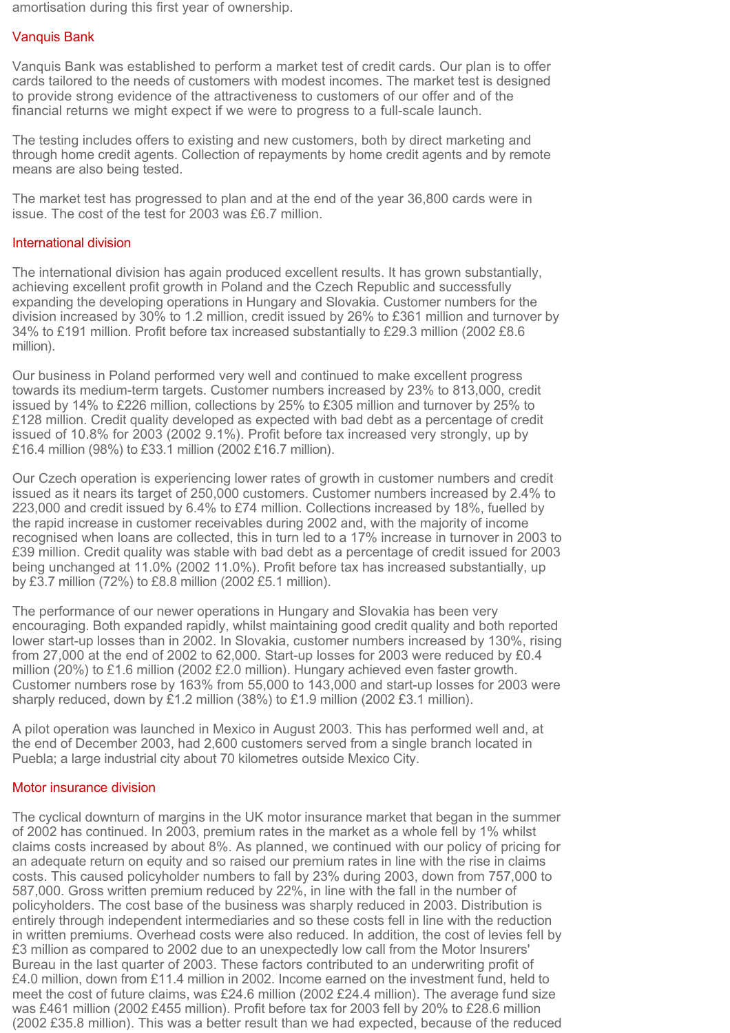amortisation during this first year of ownership.

## Vanquis Bank

Vanquis Bank was established to perform a market test of credit cards. Our plan is to offer cards tailored to the needs of customers with modest incomes. The market test is designed to provide strong evidence of the attractiveness to customers of our offer and of the financial returns we might expect if we were to progress to a full-scale launch.

The testing includes offers to existing and new customers, both by direct marketing and through home credit agents. Collection of repayments by home credit agents and by remote means are also being tested.

The market test has progressed to plan and at the end of the year 36,800 cards were in issue. The cost of the test for 2003 was £6.7 million.

## International division

The international division has again produced excellent results. It has grown substantially, achieving excellent profit growth in Poland and the Czech Republic and successfully expanding the developing operations in Hungary and Slovakia. Customer numbers for the division increased by 30% to 1.2 million, credit issued by 26% to £361 million and turnover by 34% to £191 million. Profit before tax increased substantially to £29.3 million (2002 £8.6 million).

Our business in Poland performed very well and continued to make excellent progress towards its medium-term targets. Customer numbers increased by 23% to 813,000, credit issued by 14% to £226 million, collections by 25% to £305 million and turnover by 25% to £128 million. Credit quality developed as expected with bad debt as a percentage of credit issued of 10.8% for 2003 (2002 9.1%). Profit before tax increased very strongly, up by £16.4 million (98%) to £33.1 million (2002 £16.7 million).

Our Czech operation is experiencing lower rates of growth in customer numbers and credit issued as it nears its target of 250,000 customers. Customer numbers increased by 2.4% to 223,000 and credit issued by 6.4% to £74 million. Collections increased by 18%, fuelled by the rapid increase in customer receivables during 2002 and, with the majority of income recognised when loans are collected, this in turn led to a 17% increase in turnover in 2003 to £39 million. Credit quality was stable with bad debt as a percentage of credit issued for 2003 being unchanged at 11.0% (2002 11.0%). Profit before tax has increased substantially, up by £3.7 million (72%) to £8.8 million (2002 £5.1 million).

The performance of our newer operations in Hungary and Slovakia has been very encouraging. Both expanded rapidly, whilst maintaining good credit quality and both reported lower start-up losses than in 2002. In Slovakia, customer numbers increased by 130%, rising from 27,000 at the end of 2002 to 62,000. Start-up losses for 2003 were reduced by £0.4 million (20%) to £1.6 million (2002 £2.0 million). Hungary achieved even faster growth. Customer numbers rose by 163% from 55,000 to 143,000 and start-up losses for 2003 were sharply reduced, down by £1.2 million (38%) to £1.9 million (2002 £3.1 million).

A pilot operation was launched in Mexico in August 2003. This has performed well and, at the end of December 2003, had 2,600 customers served from a single branch located in Puebla; a large industrial city about 70 kilometres outside Mexico City.

## Motor insurance division

The cyclical downturn of margins in the UK motor insurance market that began in the summer of 2002 has continued. In 2003, premium rates in the market as a whole fell by 1% whilst claims costs increased by about 8%. As planned, we continued with our policy of pricing for an adequate return on equity and so raised our premium rates in line with the rise in claims costs. This caused policyholder numbers to fall by 23% during 2003, down from 757,000 to 587,000. Gross written premium reduced by 22%, in line with the fall in the number of policyholders. The cost base of the business was sharply reduced in 2003. Distribution is entirely through independent intermediaries and so these costs fell in line with the reduction in written premiums. Overhead costs were also reduced. In addition, the cost of levies fell by £3 million as compared to 2002 due to an unexpectedly low call from the Motor Insurers' Bureau in the last quarter of 2003. These factors contributed to an underwriting profit of £4.0 million, down from £11.4 million in 2002. Income earned on the investment fund, held to meet the cost of future claims, was £24.6 million (2002 £24.4 million). The average fund size was £461 million (2002 £455 million). Profit before tax for 2003 fell by 20% to £28.6 million (2002 £35.8 million). This was a better result than we had expected, because of the reduced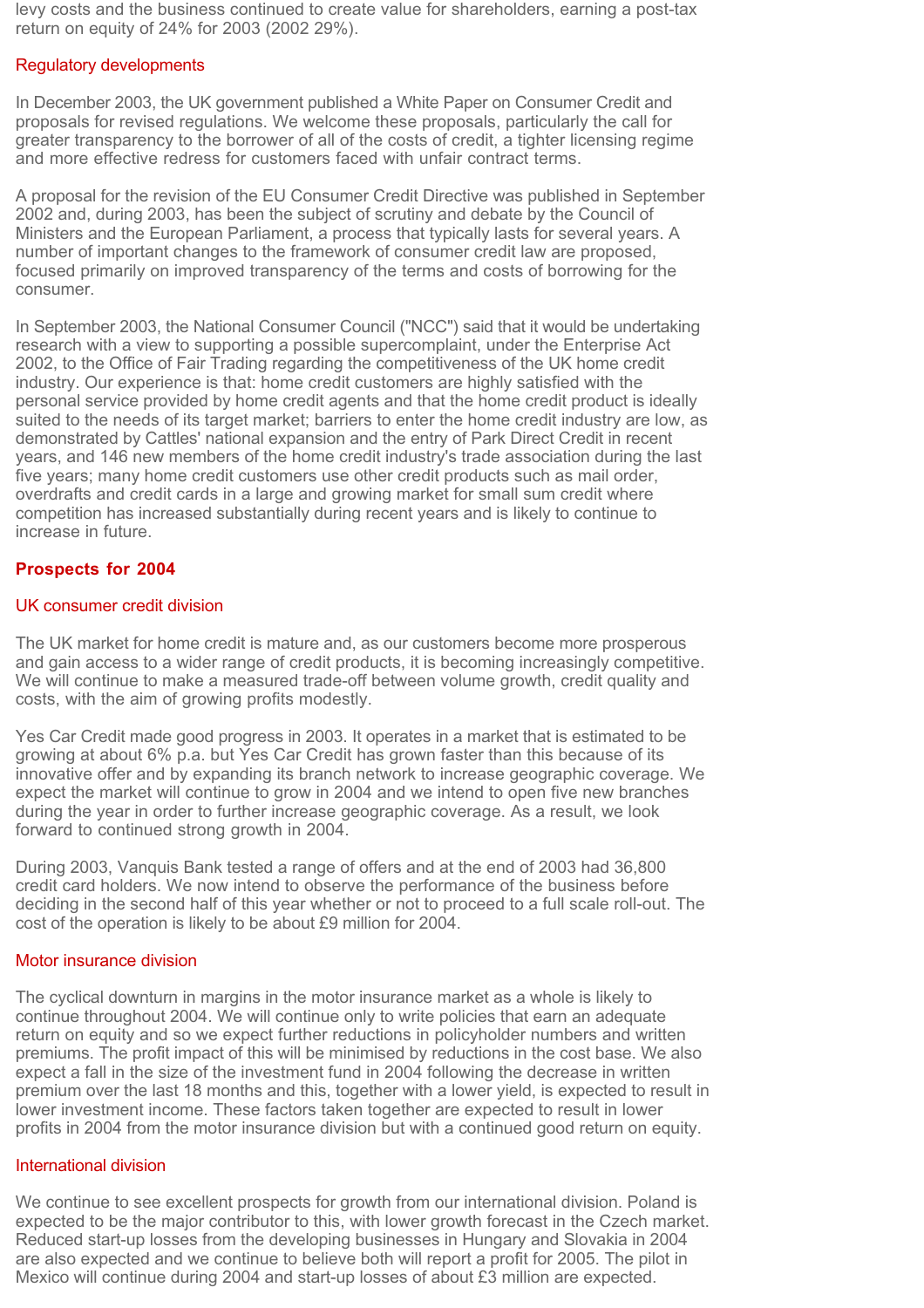levy costs and the business continued to create value for shareholders, earning a post-tax return on equity of 24% for 2003 (2002 29%).

## Regulatory developments

In December 2003, the UK government published a White Paper on Consumer Credit and proposals for revised regulations. We welcome these proposals, particularly the call for greater transparency to the borrower of all of the costs of credit, a tighter licensing regime and more effective redress for customers faced with unfair contract terms.

A proposal for the revision of the EU Consumer Credit Directive was published in September 2002 and, during 2003, has been the subject of scrutiny and debate by the Council of Ministers and the European Parliament, a process that typically lasts for several years. A number of important changes to the framework of consumer credit law are proposed, focused primarily on improved transparency of the terms and costs of borrowing for the consumer.

In September 2003, the National Consumer Council ("NCC") said that it would be undertaking research with a view to supporting a possible supercomplaint, under the Enterprise Act 2002, to the Office of Fair Trading regarding the competitiveness of the UK home credit industry. Our experience is that: home credit customers are highly satisfied with the personal service provided by home credit agents and that the home credit product is ideally suited to the needs of its target market; barriers to enter the home credit industry are low, as demonstrated by Cattles' national expansion and the entry of Park Direct Credit in recent years, and 146 new members of the home credit industry's trade association during the last five years; many home credit customers use other credit products such as mail order, overdrafts and credit cards in a large and growing market for small sum credit where competition has increased substantially during recent years and is likely to continue to increase in future.

## **Prospects for 2004**

### UK consumer credit division

The UK market for home credit is mature and, as our customers become more prosperous and gain access to a wider range of credit products, it is becoming increasingly competitive. We will continue to make a measured trade-off between volume growth, credit quality and costs, with the aim of growing profits modestly.

Yes Car Credit made good progress in 2003. It operates in a market that is estimated to be growing at about 6% p.a. but Yes Car Credit has grown faster than this because of its innovative offer and by expanding its branch network to increase geographic coverage. We expect the market will continue to grow in 2004 and we intend to open five new branches during the year in order to further increase geographic coverage. As a result, we look forward to continued strong growth in 2004.

During 2003, Vanquis Bank tested a range of offers and at the end of 2003 had 36,800 credit card holders. We now intend to observe the performance of the business before deciding in the second half of this year whether or not to proceed to a full scale roll-out. The cost of the operation is likely to be about £9 million for 2004.

### Motor insurance division

The cyclical downturn in margins in the motor insurance market as a whole is likely to continue throughout 2004. We will continue only to write policies that earn an adequate return on equity and so we expect further reductions in policyholder numbers and written premiums. The profit impact of this will be minimised by reductions in the cost base. We also expect a fall in the size of the investment fund in 2004 following the decrease in written premium over the last 18 months and this, together with a lower yield, is expected to result in lower investment income. These factors taken together are expected to result in lower profits in 2004 from the motor insurance division but with a continued good return on equity.

### International division

We continue to see excellent prospects for growth from our international division. Poland is expected to be the major contributor to this, with lower growth forecast in the Czech market. Reduced start-up losses from the developing businesses in Hungary and Slovakia in 2004 are also expected and we continue to believe both will report a profit for 2005. The pilot in Mexico will continue during 2004 and start-up losses of about £3 million are expected.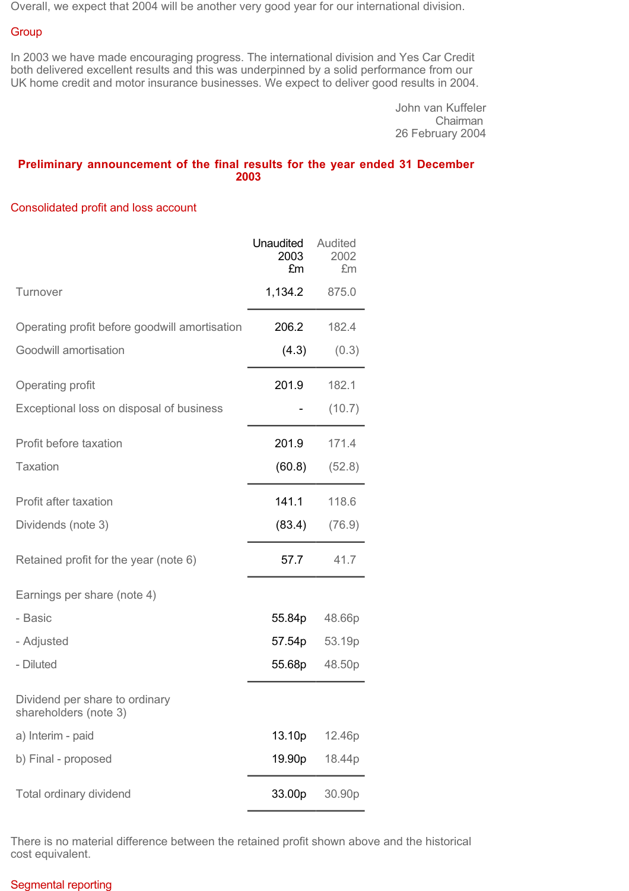Overall, we expect that 2004 will be another very good year for our international division.

## Group

In 2003 we have made encouraging progress. The international division and Yes Car Credit both delivered excellent results and this was underpinned by a solid performance from our UK home credit and motor insurance businesses. We expect to deliver good results in 2004.

John van Kuffeler
Chairman
26 February 2004

## Preliminary announcement of the final results for the year ended 31 December 2003

### Consolidated profit and loss account

| | Unaudited 2003 £m | Audited 2002 £m |
|---|---|---|
| Turnover | 1,134.2 | 875.0 |
| Operating profit before goodwill amortisation | 206.2 | 182.4 |
| Goodwill amortisation | (4.3) | (0.3) |
| Operating profit | 201.9 | 182.1 |
| Exceptional loss on disposal of business | - | (10.7) |
| Profit before taxation | 201.9 | 171.4 |
| Taxation | (60.8) | (52.8) |
| Profit after taxation | 141.1 | 118.6 |
| Dividends (note 3) | (83.4) | (76.9) |
| Retained profit for the year (note 6) | 57.7 | 41.7 |
| Earnings per share (note 4) | | |
| - Basic | 55.84p | 48.66p |
| - Adjusted | 57.54p | 53.19p |
| - Diluted | 55.68p | 48.50p |
| Dividend per share to ordinary shareholders (note 3) | | |
| a) Interim - paid | 13.10p | 12.46p |
| b) Final - proposed | 19.90p | 18.44p |
| Total ordinary dividend | 33.00p | 30.90p |

There is no material difference between the retained profit shown above and the historical cost equivalent.

### Segmental reporting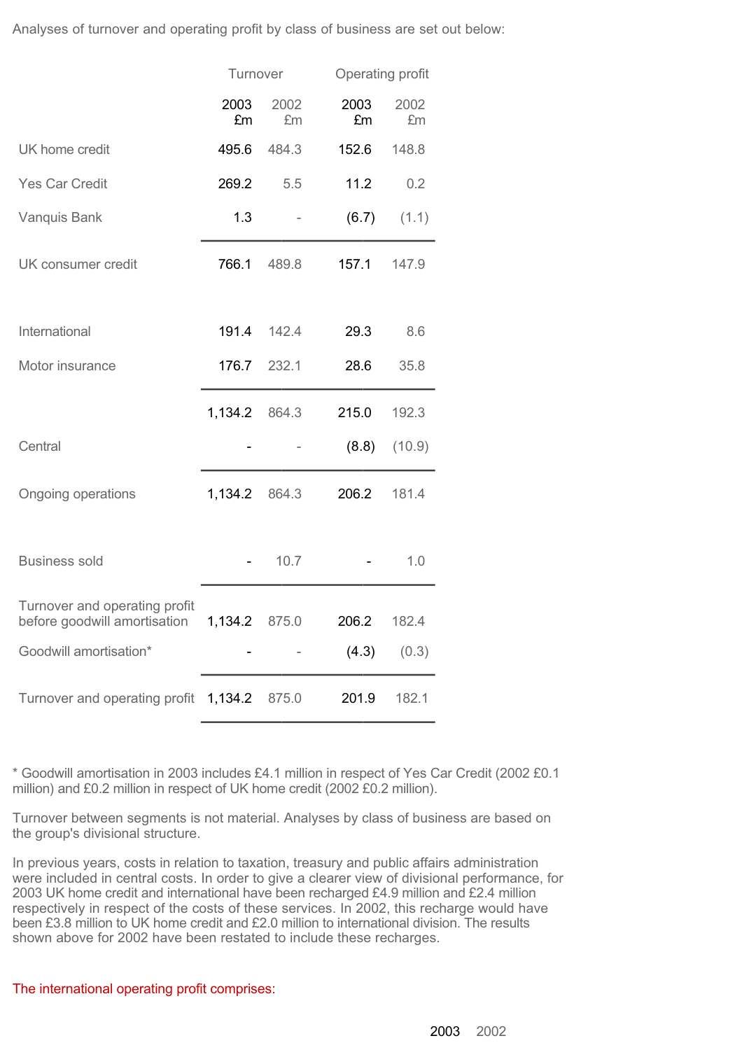Analyses of turnover and operating profit by class of business are set out below:

| | Turnover | | Operating profit | |
|---|---|---|---|---|
| | 2003 £m | 2002 £m | 2003 £m | 2002 £m |
| UK home credit | 495.6 | 484.3 | 152.6 | 148.8 |
| Yes Car Credit | 269.2 | 5.5 | 11.2 | 0.2 |
| Vanquis Bank | 1.3 | - | (6.7) | (1.1) |
| UK consumer credit | 766.1 | 489.8 | 157.1 | 147.9 |
| International | 191.4 | 142.4 | 29.3 | 8.6 |
| Motor insurance | 176.7 | 232.1 | 28.6 | 35.8 |
| | 1,134.2 | 864.3 | 215.0 | 192.3 |
| Central | - | - | (8.8) | (10.9) |
| Ongoing operations | 1,134.2 | 864.3 | 206.2 | 181.4 |
| Business sold | - | 10.7 | - | 1.0 |
| Turnover and operating profit before goodwill amortisation | 1,134.2 | 875.0 | 206.2 | 182.4 |
| Goodwill amortisation* | - | - | (4.3) | (0.3) |
| Turnover and operating profit | 1,134.2 | 875.0 | 201.9 | 182.1 |

* Goodwill amortisation in 2003 includes £4.1 million in respect of Yes Car Credit (2002 £0.1 million) and £0.2 million in respect of UK home credit (2002 £0.2 million).

Turnover between segments is not material. Analyses by class of business are based on the group's divisional structure.

In previous years, costs in relation to taxation, treasury and public affairs administration were included in central costs. In order to give a clearer view of divisional performance, for 2003 UK home credit and international have been recharged £4.9 million and £2.4 million respectively in respect of the costs of these services. In 2002, this recharge would have been £3.8 million to UK home credit and £2.0 million to international division. The results shown above for 2002 have been restated to include these recharges.

The international operating profit comprises:

| | 2003 | 2002 |
|---|---|---|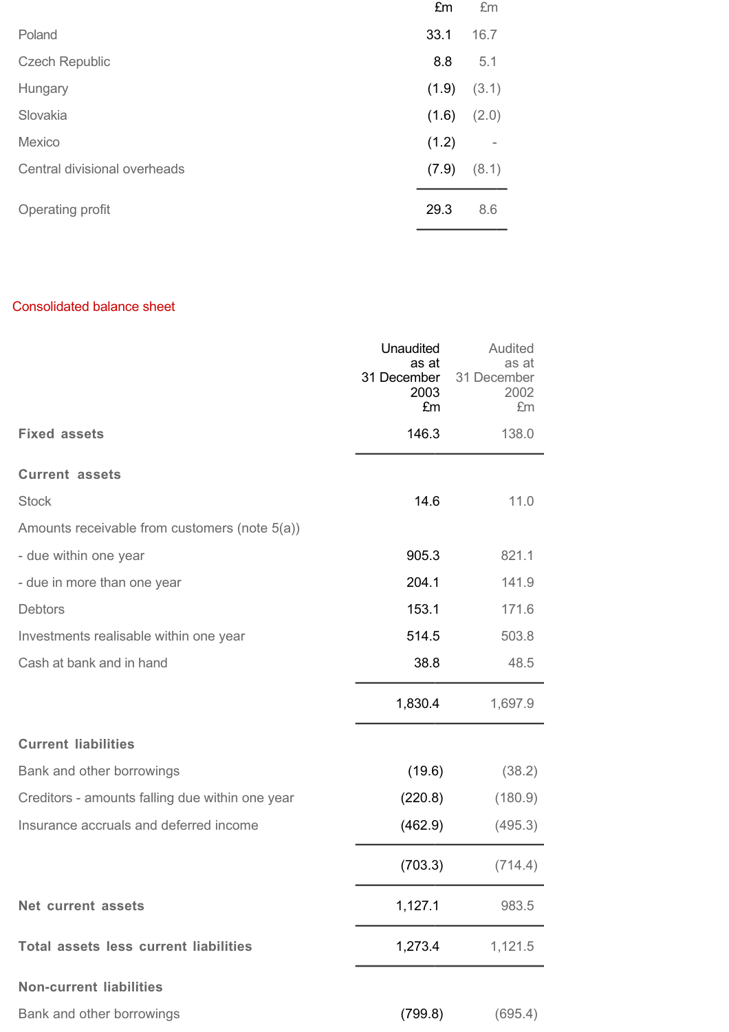| | £m | £m |
|---|---|---|
| Poland | 33.1 | 16.7 |
| Czech Republic | 8.8 | 5.1 |
| Hungary | (1.9) | (3.1) |
| Slovakia | (1.6) | (2.0) |
| Mexico | (1.2) | - |
| Central divisional overheads | (7.9) | (8.1) |
| Operating profit | 29.3 | 8.6 |

## Consolidated balance sheet

| | Unaudited as at 31 December 2003 £m | Audited as at 31 December 2002 £m |
|---|---|---|
| **Fixed assets** | 146.3 | 138.0 |
| **Current assets** | | |
| Stock | 14.6 | 11.0 |
| Amounts receivable from customers (note 5(a)) | | |
| - due within one year | 905.3 | 821.1 |
| - due in more than one year | 204.1 | 141.9 |
| Debtors | 153.1 | 171.6 |
| Investments realisable within one year | 514.5 | 503.8 |
| Cash at bank and in hand | 38.8 | 48.5 |
| | 1,830.4 | 1,697.9 |
| **Current liabilities** | | |
| Bank and other borrowings | (19.6) | (38.2) |
| Creditors - amounts falling due within one year | (220.8) | (180.9) |
| Insurance accruals and deferred income | (462.9) | (495.3) |
| | (703.3) | (714.4) |
| **Net current assets** | 1,127.1 | 983.5 |
| **Total assets less current liabilities** | 1,273.4 | 1,121.5 |
| **Non-current liabilities** | | |
| Bank and other borrowings | (799.8) | (695.4) |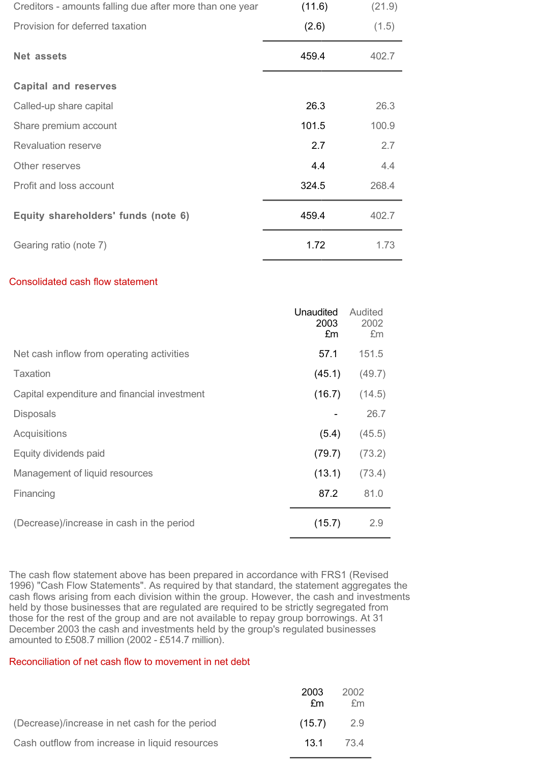| | | |
|---|---|---|
| Creditors - amounts falling due after more than one year | (11.6) | (21.9) |
| Provision for deferred taxation | (2.6) | (1.5) |
| **Net assets** | 459.4 | 402.7 |
| **Capital and reserves** | | |
| Called-up share capital | 26.3 | 26.3 |
| Share premium account | 101.5 | 100.9 |
| Revaluation reserve | 2.7 | 2.7 |
| Other reserves | 4.4 | 4.4 |
| Profit and loss account | 324.5 | 268.4 |
| **Equity shareholders' funds (note 6)** | 459.4 | 402.7 |
| Gearing ratio (note 7) | 1.72 | 1.73 |

## Consolidated cash flow statement

| | Unaudited 2003 £m | Audited 2002 £m |
|---|---|---|
| Net cash inflow from operating activities | 57.1 | 151.5 |
| Taxation | (45.1) | (49.7) |
| Capital expenditure and financial investment | (16.7) | (14.5) |
| Disposals | - | 26.7 |
| Acquisitions | (5.4) | (45.5) |
| Equity dividends paid | (79.7) | (73.2) |
| Management of liquid resources | (13.1) | (73.4) |
| Financing | 87.2 | 81.0 |
| (Decrease)/increase in cash in the period | (15.7) | 2.9 |

The cash flow statement above has been prepared in accordance with FRS1 (Revised 1996) "Cash Flow Statements". As required by that standard, the statement aggregates the cash flows arising from each division within the group. However, the cash and investments held by those businesses that are regulated are required to be strictly segregated from those for the rest of the group and are not available to repay group borrowings. At 31 December 2003 the cash and investments held by the group's regulated businesses amounted to £508.7 million (2002 - £514.7 million).

## Reconciliation of net cash flow to movement in net debt

| | 2003 £m | 2002 £m |
|---|---|---|
| (Decrease)/increase in net cash for the period | (15.7) | 2.9 |
| Cash outflow from increase in liquid resources | 13.1 | 73.4 |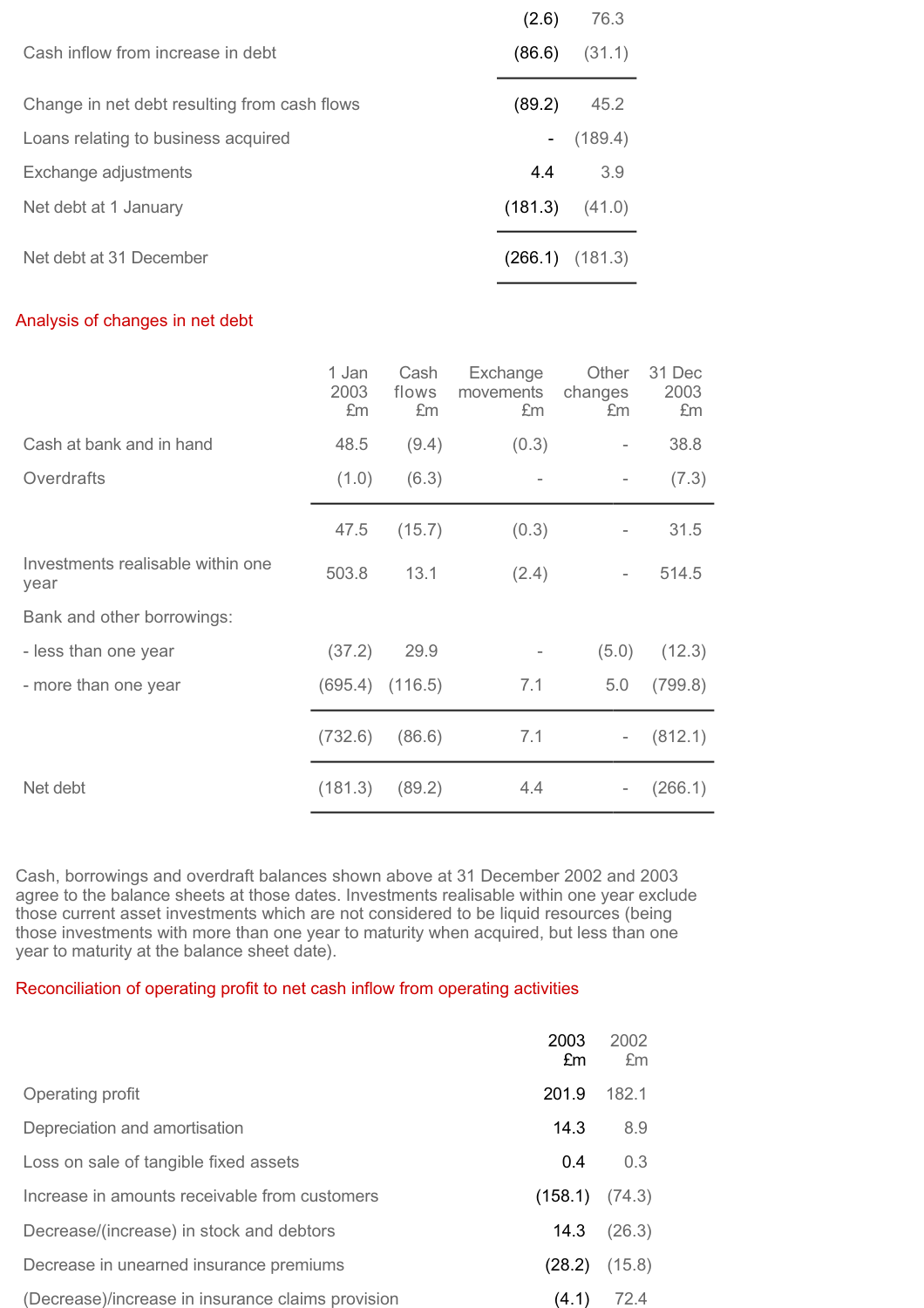| | | |
|---|---|---|
| | (2.6) | 76.3 |
| Cash inflow from increase in debt | (86.6) | (31.1) |
| Change in net debt resulting from cash flows | (89.2) | 45.2 |
| Loans relating to business acquired | - | (189.4) |
| Exchange adjustments | 4.4 | 3.9 |
| Net debt at 1 January | (181.3) | (41.0) |
| Net debt at 31 December | (266.1) | (181.3) |

## Analysis of changes in net debt

| | 1 Jan 2003 £m | Cash flows £m | Exchange movements £m | Other changes £m | 31 Dec 2003 £m |
|---|---|---|---|---|---|
| Cash at bank and in hand | 48.5 | (9.4) | (0.3) | - | 38.8 |
| Overdrafts | (1.0) | (6.3) | - | - | (7.3) |
| | 47.5 | (15.7) | (0.3) | - | 31.5 |
| Investments realisable within one year | 503.8 | 13.1 | (2.4) | - | 514.5 |
| Bank and other borrowings: | | | | | |
| - less than one year | (37.2) | 29.9 | - | (5.0) | (12.3) |
| - more than one year | (695.4) | (116.5) | 7.1 | 5.0 | (799.8) |
| | (732.6) | (86.6) | 7.1 | - | (812.1) |
| Net debt | (181.3) | (89.2) | 4.4 | - | (266.1) |

Cash, borrowings and overdraft balances shown above at 31 December 2002 and 2003 agree to the balance sheets at those dates. Investments realisable within one year exclude those current asset investments which are not considered to be liquid resources (being those investments with more than one year to maturity when acquired, but less than one year to maturity at the balance sheet date).

## Reconciliation of operating profit to net cash inflow from operating activities

| | 2003 £m | 2002 £m |
|---|---|---|
| Operating profit | 201.9 | 182.1 |
| Depreciation and amortisation | 14.3 | 8.9 |
| Loss on sale of tangible fixed assets | 0.4 | 0.3 |
| Increase in amounts receivable from customers | (158.1) | (74.3) |
| Decrease/(increase) in stock and debtors | 14.3 | (26.3) |
| Decrease in unearned insurance premiums | (28.2) | (15.8) |
| (Decrease)/increase in insurance claims provision | (4.1) | 72.4 |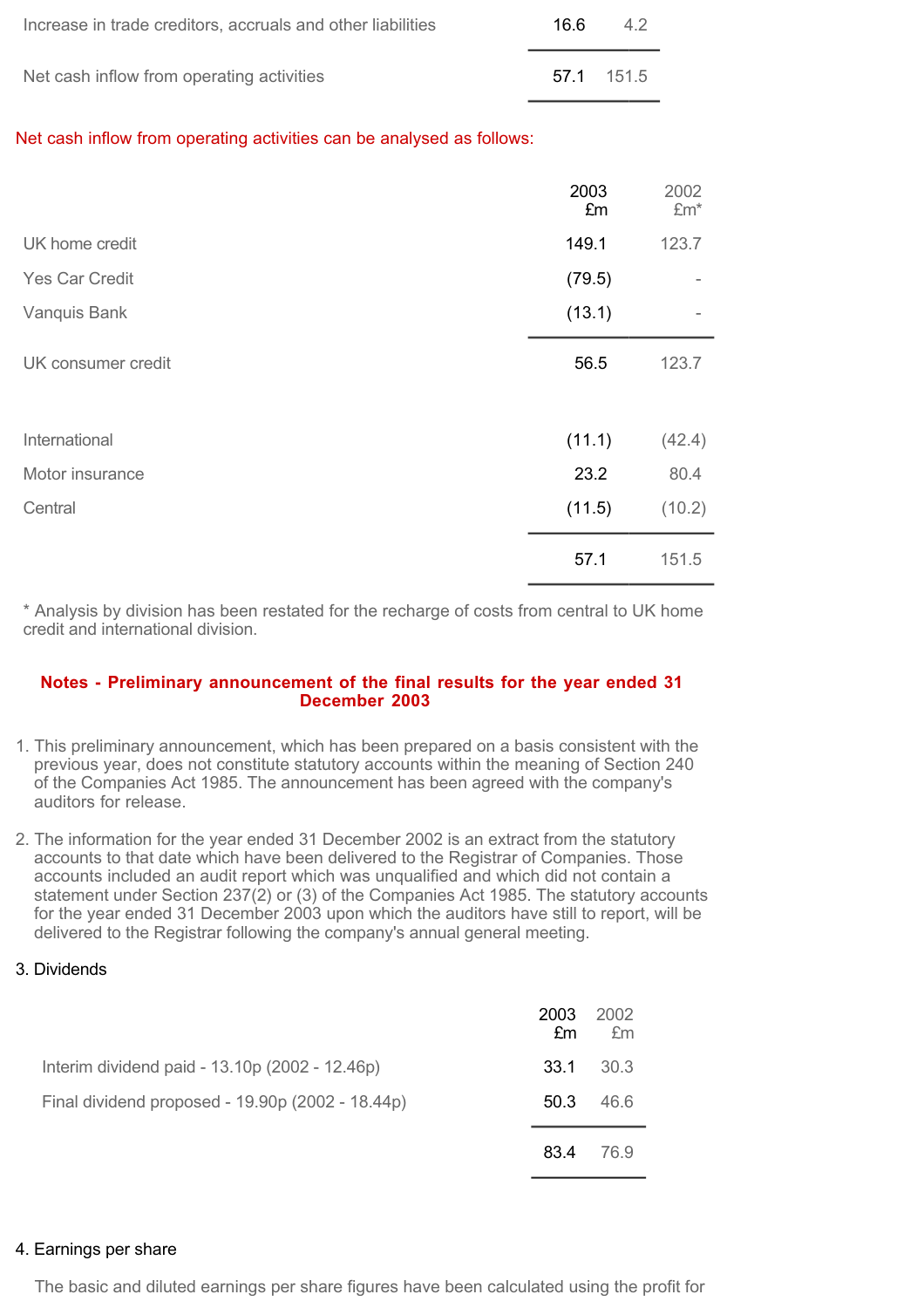| | | |
|---|---|---|
| Increase in trade creditors, accruals and other liabilities | 16.6 | 4.2 |
| Net cash inflow from operating activities | 57.1 | 151.5 |

Net cash inflow from operating activities can be analysed as follows:

| | 2003 £m | 2002 £m* |
|---|---|---|
| UK home credit | 149.1 | 123.7 |
| Yes Car Credit | (79.5) | - |
| Vanquis Bank | (13.1) | - |
| UK consumer credit | 56.5 | 123.7 |
| | | |
| International | (11.1) | (42.4) |
| Motor insurance | 23.2 | 80.4 |
| Central | (11.5) | (10.2) |
| | 57.1 | 151.5 |

* Analysis by division has been restated for the recharge of costs from central to UK home credit and international division.

## Notes - Preliminary announcement of the final results for the year ended 31 December 2003

1. This preliminary announcement, which has been prepared on a basis consistent with the previous year, does not constitute statutory accounts within the meaning of Section 240 of the Companies Act 1985. The announcement has been agreed with the company's auditors for release.

2. The information for the year ended 31 December 2002 is an extract from the statutory accounts to that date which have been delivered to the Registrar of Companies. Those accounts included an audit report which was unqualified and which did not contain a statement under Section 237(2) or (3) of the Companies Act 1985. The statutory accounts for the year ended 31 December 2003 upon which the auditors have still to report, will be delivered to the Registrar following the company's annual general meeting.

3. Dividends

| | 2003 £m | 2002 £m |
|---|---|---|
| Interim dividend paid - 13.10p (2002 - 12.46p) | 33.1 | 30.3 |
| Final dividend proposed - 19.90p (2002 - 18.44p) | 50.3 | 46.6 |
| | 83.4 | 76.9 |

4. Earnings per share

The basic and diluted earnings per share figures have been calculated using the profit for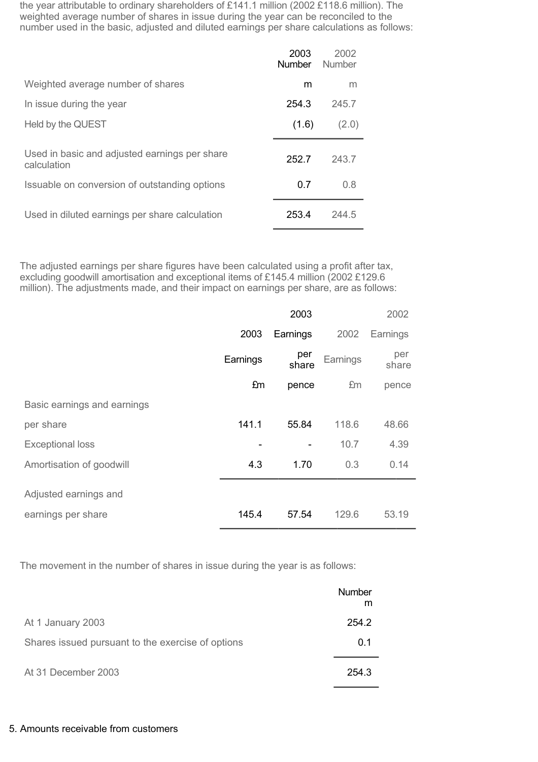the year attributable to ordinary shareholders of £141.1 million (2002 £118.6 million). The weighted average number of shares in issue during the year can be reconciled to the number used in the basic, adjusted and diluted earnings per share calculations as follows:

| | 2003 Number | 2002 Number |
|---|---|---|
| Weighted average number of shares | m | m |
| In issue during the year | 254.3 | 245.7 |
| Held by the QUEST | (1.6) | (2.0) |
| Used in basic and adjusted earnings per share calculation | 252.7 | 243.7 |
| Issuable on conversion of outstanding options | 0.7 | 0.8 |
| Used in diluted earnings per share calculation | 253.4 | 244.5 |

The adjusted earnings per share figures have been calculated using a profit after tax, excluding goodwill amortisation and exceptional items of £145.4 million (2002 £129.6 million). The adjustments made, and their impact on earnings per share, are as follows:

| | 2003 Earnings | 2003 Earnings per share | 2002 Earnings | 2002 Earnings per share |
|---|---|---|---|---|
| | £m | pence | £m | pence |
| Basic earnings and earnings per share | 141.1 | 55.84 | 118.6 | 48.66 |
| Exceptional loss | - | - | 10.7 | 4.39 |
| Amortisation of goodwill | 4.3 | 1.70 | 0.3 | 0.14 |
| Adjusted earnings and earnings per share | 145.4 | 57.54 | 129.6 | 53.19 |

The movement in the number of shares in issue during the year is as follows:

| | Number m |
|---|---|
| At 1 January 2003 | 254.2 |
| Shares issued pursuant to the exercise of options | 0.1 |
| At 31 December 2003 | 254.3 |

5. Amounts receivable from customers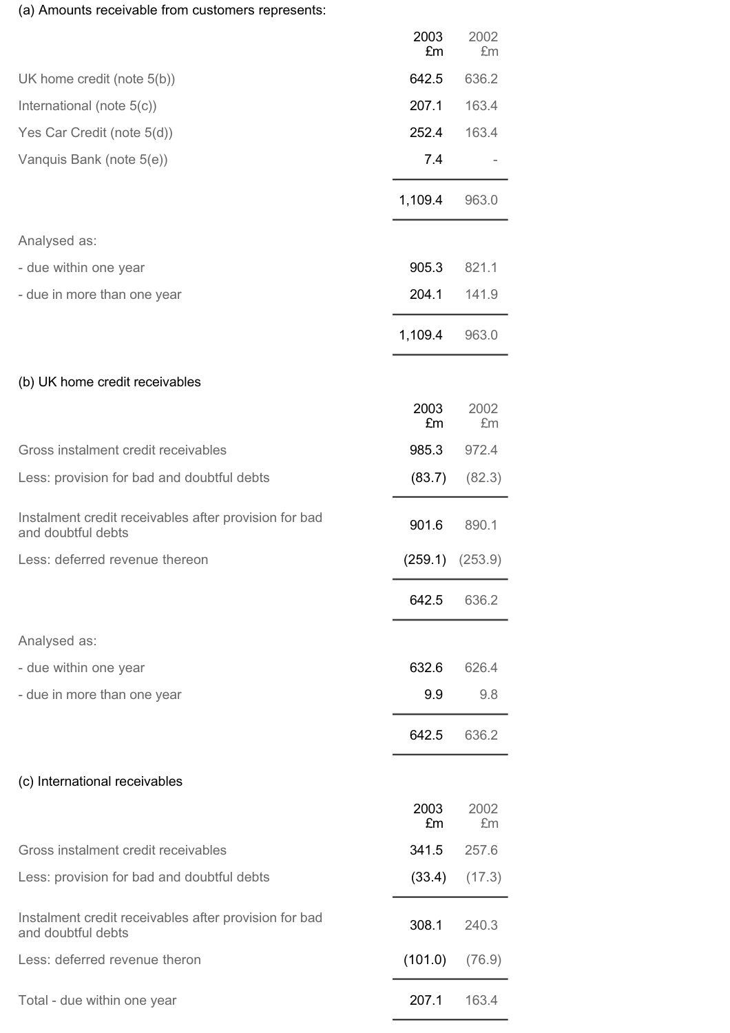(a) Amounts receivable from customers represents:

| | 2003 £m | 2002 £m |
|---|---|---|
| UK home credit (note 5(b)) | 642.5 | 636.2 |
| International (note 5(c)) | 207.1 | 163.4 |
| Yes Car Credit (note 5(d)) | 252.4 | 163.4 |
| Vanquis Bank (note 5(e)) | 7.4 | - |
| | 1,109.4 | 963.0 |
| Analysed as: | | |
| - due within one year | 905.3 | 821.1 |
| - due in more than one year | 204.1 | 141.9 |
| | 1,109.4 | 963.0 |

(b) UK home credit receivables

| | 2003 £m | 2002 £m |
|---|---|---|
| Gross instalment credit receivables | 985.3 | 972.4 |
| Less: provision for bad and doubtful debts | (83.7) | (82.3) |
| Instalment credit receivables after provision for bad and doubtful debts | 901.6 | 890.1 |
| Less: deferred revenue thereon | (259.1) | (253.9) |
| | 642.5 | 636.2 |
| Analysed as: | | |
| - due within one year | 632.6 | 626.4 |
| - due in more than one year | 9.9 | 9.8 |
| | 642.5 | 636.2 |

(c) International receivables

| | 2003 £m | 2002 £m |
|---|---|---|
| Gross instalment credit receivables | 341.5 | 257.6 |
| Less: provision for bad and doubtful debts | (33.4) | (17.3) |
| Instalment credit receivables after provision for bad and doubtful debts | 308.1 | 240.3 |
| Less: deferred revenue theron | (101.0) | (76.9) |
| Total - due within one year | 207.1 | 163.4 |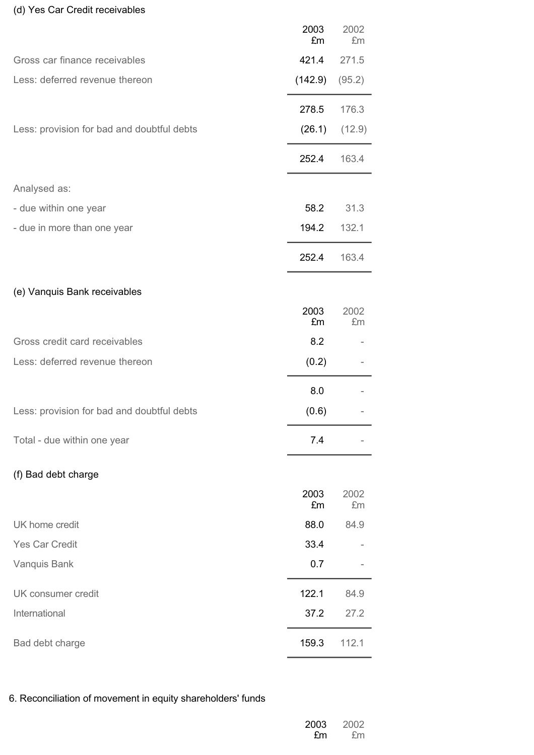(d) Yes Car Credit receivables

| | 2003 £m | 2002 £m |
|---|---|---|
| Gross car finance receivables | 421.4 | 271.5 |
| Less: deferred revenue thereon | (142.9) | (95.2) |
| | 278.5 | 176.3 |
| Less: provision for bad and doubtful debts | (26.1) | (12.9) |
| | 252.4 | 163.4 |
| Analysed as: | | |
| - due within one year | 58.2 | 31.3 |
| - due in more than one year | 194.2 | 132.1 |
| | 252.4 | 163.4 |

(e) Vanquis Bank receivables

| | 2003 £m | 2002 £m |
|---|---|---|
| Gross credit card receivables | 8.2 | - |
| Less: deferred revenue thereon | (0.2) | - |
| | 8.0 | - |
| Less: provision for bad and doubtful debts | (0.6) | - |
| Total - due within one year | 7.4 | - |

(f) Bad debt charge

| | 2003 £m | 2002 £m |
|---|---|---|
| UK home credit | 88.0 | 84.9 |
| Yes Car Credit | 33.4 | - |
| Vanquis Bank | 0.7 | - |
| UK consumer credit | 122.1 | 84.9 |
| International | 37.2 | 27.2 |
| Bad debt charge | 159.3 | 112.1 |

6. Reconciliation of movement in equity shareholders' funds

| | 2003 £m | 2002 £m |
|---|---|---|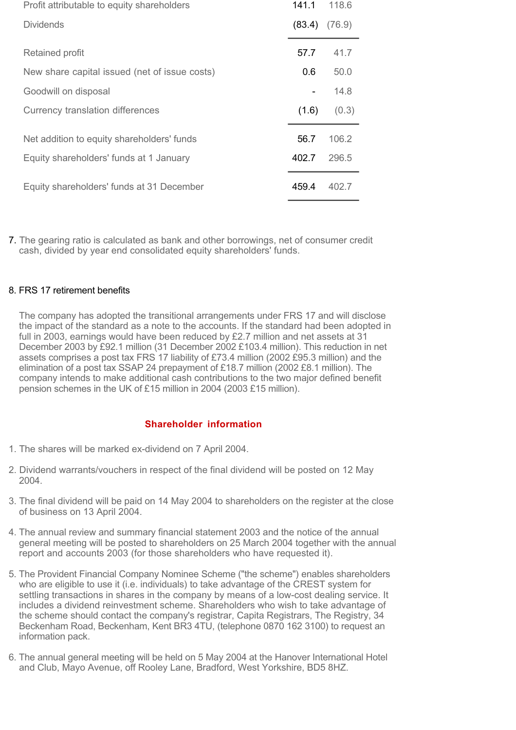| | | |
|---|---|---|
| Profit attributable to equity shareholders | 141.1 | 118.6 |
| Dividends | (83.4) | (76.9) |
| Retained profit | 57.7 | 41.7 |
| New share capital issued (net of issue costs) | 0.6 | 50.0 |
| Goodwill on disposal | - | 14.8 |
| Currency translation differences | (1.6) | (0.3) |
| Net addition to equity shareholders' funds | 56.7 | 106.2 |
| Equity shareholders' funds at 1 January | 402.7 | 296.5 |
| Equity shareholders' funds at 31 December | 459.4 | 402.7 |

7. The gearing ratio is calculated as bank and other borrowings, net of consumer credit cash, divided by year end consolidated equity shareholders' funds.

8. FRS 17 retirement benefits

The company has adopted the transitional arrangements under FRS 17 and will disclose the impact of the standard as a note to the accounts. If the standard had been adopted in full in 2003, earnings would have been reduced by £2.7 million and net assets at 31 December 2003 by £92.1 million (31 December 2002 £103.4 million). This reduction in net assets comprises a post tax FRS 17 liability of £73.4 million (2002 £95.3 million) and the elimination of a post tax SSAP 24 prepayment of £18.7 million (2002 £8.1 million). The company intends to make additional cash contributions to the two major defined benefit pension schemes in the UK of £15 million in 2004 (2003 £15 million).

## Shareholder information

1. The shares will be marked ex-dividend on 7 April 2004.
2. Dividend warrants/vouchers in respect of the final dividend will be posted on 12 May 2004.
3. The final dividend will be paid on 14 May 2004 to shareholders on the register at the close of business on 13 April 2004.
4. The annual review and summary financial statement 2003 and the notice of the annual general meeting will be posted to shareholders on 25 March 2004 together with the annual report and accounts 2003 (for those shareholders who have requested it).
5. The Provident Financial Company Nominee Scheme ("the scheme") enables shareholders who are eligible to use it (i.e. individuals) to take advantage of the CREST system for settling transactions in shares in the company by means of a low-cost dealing service. It includes a dividend reinvestment scheme. Shareholders who wish to take advantage of the scheme should contact the company's registrar, Capita Registrars, The Registry, 34 Beckenham Road, Beckenham, Kent BR3 4TU, (telephone 0870 162 3100) to request an information pack.
6. The annual general meeting will be held on 5 May 2004 at the Hanover International Hotel and Club, Mayo Avenue, off Rooley Lane, Bradford, West Yorkshire, BD5 8HZ.